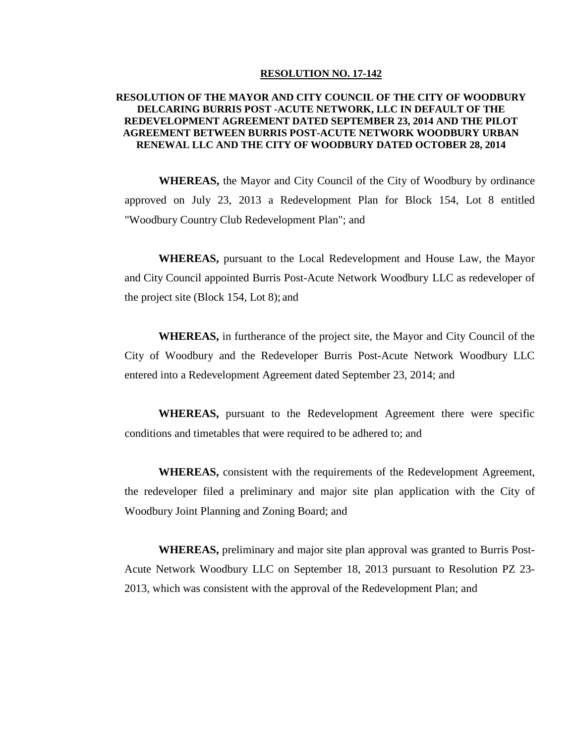**RESOLUTION NO. 17-142**

**RESOLUTION OF THE MAYOR AND CITY COUNCIL OF THE CITY OF WOODBURY DELCARING BURRIS POST -ACUTE NETWORK, LLC IN DEFAULT OF THE REDEVELOPMENT AGREEMENT DATED SEPTEMBER 23, 2014 AND THE PILOT AGREEMENT BETWEEN BURRIS POST-ACUTE NETWORK WOODBURY URBAN RENEWAL LLC AND THE CITY OF WOODBURY DATED OCTOBER 28, 2014**

**WHEREAS,** the Mayor and City Council of the City of Woodbury by ordinance approved on July 23, 2013 a Redevelopment Plan for Block 154, Lot 8 entitled "Woodbury Country Club Redevelopment Plan"; and

**WHEREAS,** pursuant to the Local Redevelopment and House Law, the Mayor and City Council appointed Burris Post-Acute Network Woodbury LLC as redeveloper of the project site (Block 154, Lot 8); and

**WHEREAS,** in furtherance of the project site, the Mayor and City Council of the City of Woodbury and the Redeveloper Burris Post-Acute Network Woodbury LLC entered into a Redevelopment Agreement dated September 23, 2014; and

**WHEREAS,** pursuant to the Redevelopment Agreement there were specific conditions and timetables that were required to be adhered to; and

**WHEREAS,** consistent with the requirements of the Redevelopment Agreement, the redeveloper filed a preliminary and major site plan application with the City of Woodbury Joint Planning and Zoning Board; and

**WHEREAS,** preliminary and major site plan approval was granted to Burris Post-Acute Network Woodbury LLC on September 18, 2013 pursuant to Resolution PZ 23-2013, which was consistent with the approval of the Redevelopment Plan; and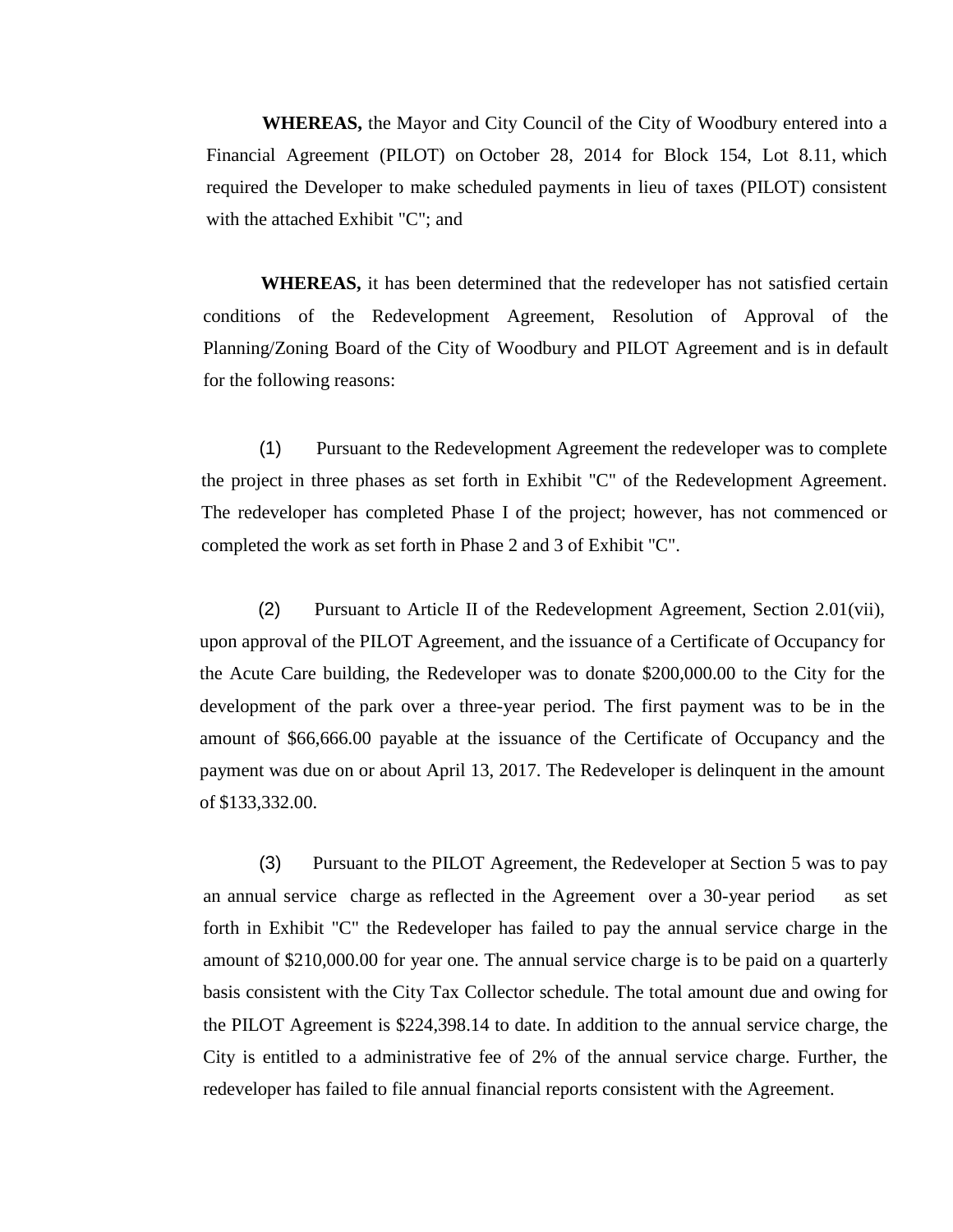**WHEREAS,** the Mayor and City Council of the City of Woodbury entered into a Financial Agreement (PILOT) on October 28, 2014 for Block 154, Lot 8.11, which required the Developer to make scheduled payments in lieu of taxes (PILOT) consistent with the attached Exhibit "C"; and

**WHEREAS,** it has been determined that the redeveloper has not satisfied certain conditions of the Redevelopment Agreement, Resolution of Approval of the Planning/Zoning Board of the City of Woodbury and PILOT Agreement and is in default for the following reasons:

(1) Pursuant to the Redevelopment Agreement the redeveloper was to complete the project in three phases as set forth in Exhibit "C" of the Redevelopment Agreement. The redeveloper has completed Phase I of the project; however, has not commenced or completed the work as set forth in Phase 2 and 3 of Exhibit "C".

(2) Pursuant to Article II of the Redevelopment Agreement, Section 2.01(vii), upon approval of the PILOT Agreement, and the issuance of a Certificate of Occupancy for the Acute Care building, the Redeveloper was to donate $200,000.00 to the City for the development of the park over a three-year period. The first payment was to be in the amount of $66,666.00 payable at the issuance of the Certificate of Occupancy and the payment was due on or about April 13, 2017. The Redeveloper is delinquent in the amount of $133,332.00.

(3) Pursuant to the PILOT Agreement, the Redeveloper at Section 5 was to pay an annual service charge as reflected in the Agreement over a 30-year period as set forth in Exhibit "C" the Redeveloper has failed to pay the annual service charge in the amount of $210,000.00 for year one. The annual service charge is to be paid on a quarterly basis consistent with the City Tax Collector schedule. The total amount due and owing for the PILOT Agreement is $224,398.14 to date. In addition to the annual service charge, the City is entitled to a administrative fee of 2% of the annual service charge. Further, the redeveloper has failed to file annual financial reports consistent with the Agreement.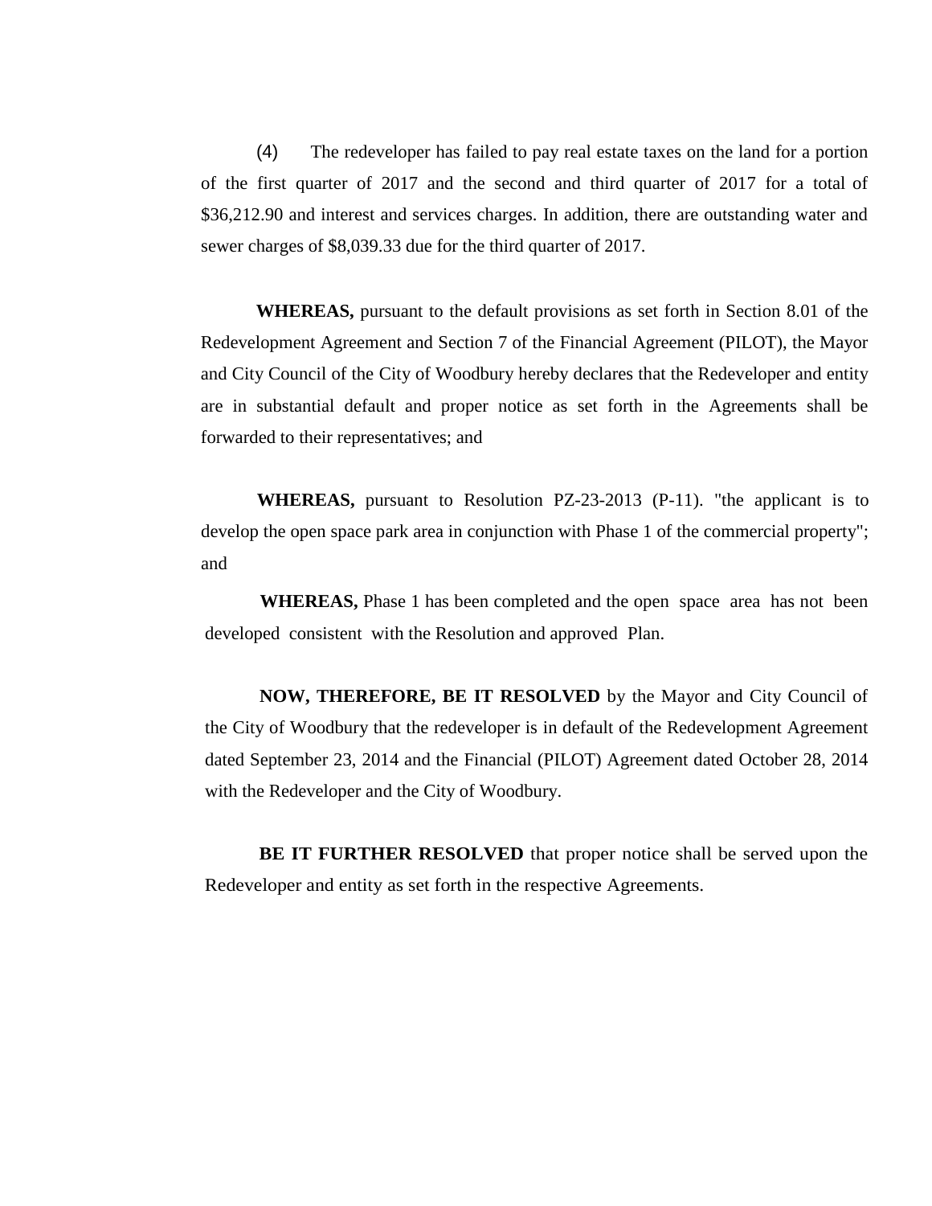(4) The redeveloper has failed to pay real estate taxes on the land for a portion of the first quarter of 2017 and the second and third quarter of 2017 for a total of $36,212.90 and interest and services charges. In addition, there are outstanding water and sewer charges of $8,039.33 due for the third quarter of 2017.

**WHEREAS,** pursuant to the default provisions as set forth in Section 8.01 of the Redevelopment Agreement and Section 7 of the Financial Agreement (PILOT), the Mayor and City Council of the City of Woodbury hereby declares that the Redeveloper and entity are in substantial default and proper notice as set forth in the Agreements shall be forwarded to their representatives; and

**WHEREAS,** pursuant to Resolution PZ-23-2013 (P-11). "the applicant is to develop the open space park area in conjunction with Phase 1 of the commercial property"; and

**WHEREAS,** Phase 1 has been completed and the open space area has not been developed consistent with the Resolution and approved Plan.

**NOW, THEREFORE, BE IT RESOLVED** by the Mayor and City Council of the City of Woodbury that the redeveloper is in default of the Redevelopment Agreement dated September 23, 2014 and the Financial (PILOT) Agreement dated October 28, 2014 with the Redeveloper and the City of Woodbury.

**BE IT FURTHER RESOLVED** that proper notice shall be served upon the Redeveloper and entity as set forth in the respective Agreements.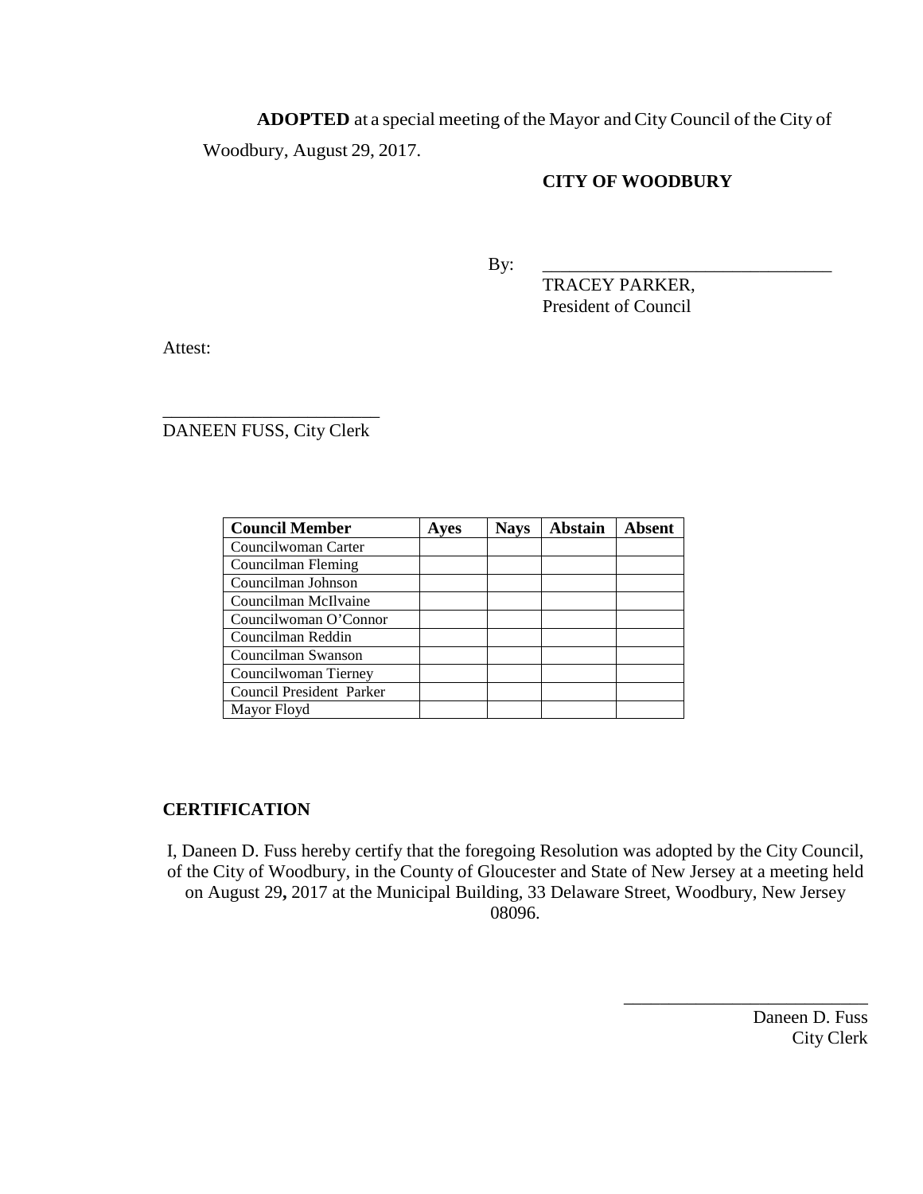**ADOPTED** at a special meeting of the Mayor and City Council of the City of Woodbury, August 29, 2017.

**CITY OF WOODBURY**

By: ________________________________
TRACEY PARKER,
President of Council

Attest:

________________________
DANEEN FUSS, City Clerk

| Council Member | Ayes | Nays | Abstain | Absent |
|---|---|---|---|---|
| Councilwoman Carter | | | | |
| Councilman Fleming | | | | |
| Councilman Johnson | | | | |
| Councilman McIlvaine | | | | |
| Councilwoman O'Connor | | | | |
| Councilman Reddin | | | | |
| Councilman Swanson | | | | |
| Councilwoman Tierney | | | | |
| Council President Parker | | | | |
| Mayor Floyd | | | | |

**CERTIFICATION**

I, Daneen D. Fuss hereby certify that the foregoing Resolution was adopted by the City Council, of the City of Woodbury, in the County of Gloucester and State of New Jersey at a meeting held on August 29**,** 2017 at the Municipal Building, 33 Delaware Street, Woodbury, New Jersey 08096.

___________________________
Daneen D. Fuss
City Clerk